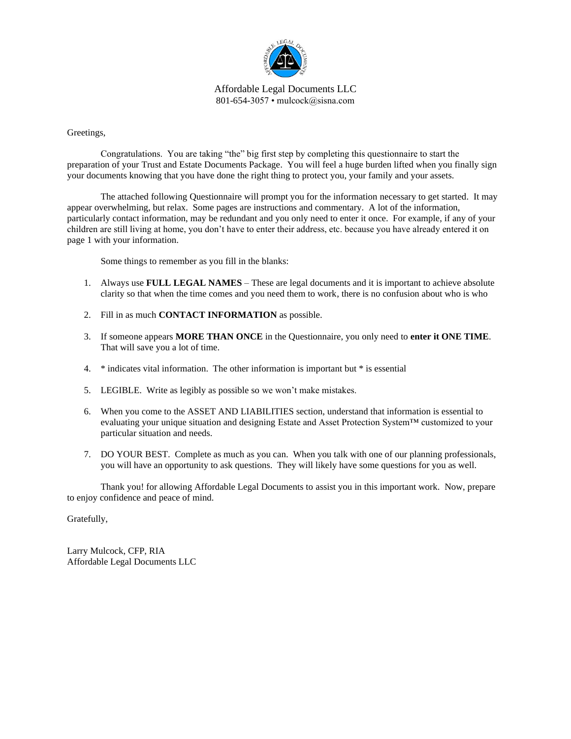Affordable Legal Documents LLC
801-654-3057 • mulcock@sisna.com

Greetings,

Congratulations. You are taking "the" big first step by completing this questionnaire to start the preparation of your Trust and Estate Documents Package. You will feel a huge burden lifted when you finally sign your documents knowing that you have done the right thing to protect you, your family and your assets.

The attached following Questionnaire will prompt you for the information necessary to get started. It may appear overwhelming, but relax. Some pages are instructions and commentary. A lot of the information, particularly contact information, may be redundant and you only need to enter it once. For example, if any of your children are still living at home, you don't have to enter their address, etc. because you have already entered it on page 1 with your information.

Some things to remember as you fill in the blanks:

1. Always use **FULL LEGAL NAMES** – These are legal documents and it is important to achieve absolute clarity so that when the time comes and you need them to work, there is no confusion about who is who
2. Fill in as much **CONTACT INFORMATION** as possible.
3. If someone appears **MORE THAN ONCE** in the Questionnaire, you only need to **enter it ONE TIME**. That will save you a lot of time.
4. * indicates vital information. The other information is important but * is essential
5. LEGIBLE. Write as legibly as possible so we won't make mistakes.
6. When you come to the ASSET AND LIABILITIES section, understand that information is essential to evaluating your unique situation and designing Estate and Asset Protection System™ customized to your particular situation and needs.
7. DO YOUR BEST. Complete as much as you can. When you talk with one of our planning professionals, you will have an opportunity to ask questions. They will likely have some questions for you as well.

Thank you! for allowing Affordable Legal Documents to assist you in this important work. Now, prepare to enjoy confidence and peace of mind.

Gratefully,

Larry Mulcock, CFP, RIA
Affordable Legal Documents LLC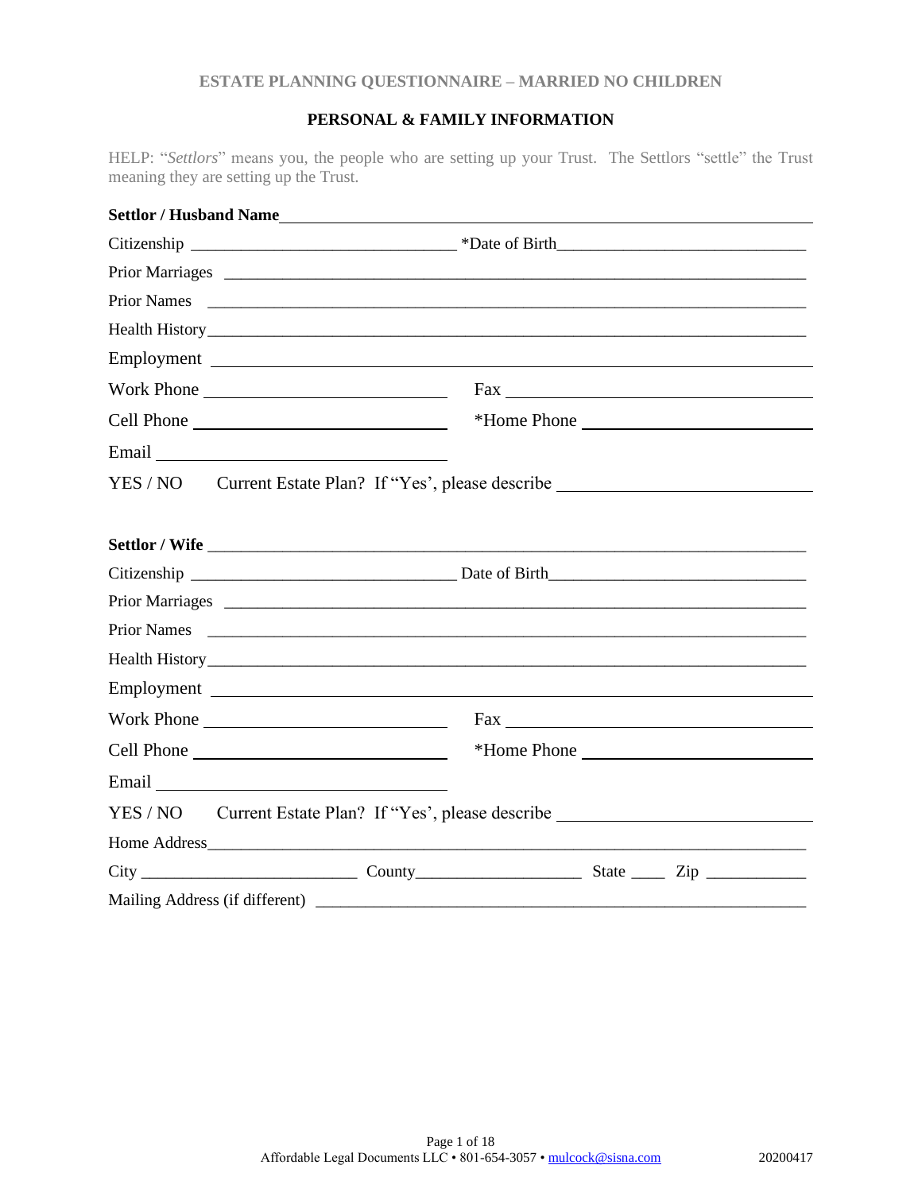## ESTATE PLANNING QUESTIONNAIRE – MARRIED NO CHILDREN

### PERSONAL & FAMILY INFORMATION

HELP: "*Settlors*" means you, the people who are setting up your Trust. The Settlors "settle" the Trust meaning they are setting up the Trust.

**Settlor / Husband Name**\_\_\_\_\_\_\_\_\_\_\_\_\_\_\_\_\_\_\_\_\_\_\_\_\_\_\_\_\_\_\_\_\_\_\_\_\_\_\_\_

Citizenship \_\_\_\_\_\_\_\_\_\_\_\_\_\_\_\_\_\_\_\_\_\_\_\_\_ *Date of Birth\_\_\_\_\_\_\_\_\_\_\_\_\_\_\_\_\_\_\_\_\_\_\_\_

Prior Marriages \_\_\_\_\_\_\_\_\_\_\_\_\_\_\_\_\_\_\_\_\_\_\_\_\_\_\_\_\_\_\_\_\_\_\_\_\_\_\_\_\_\_\_\_\_\_\_\_\_\_

Prior Names \_\_\_\_\_\_\_\_\_\_\_\_\_\_\_\_\_\_\_\_\_\_\_\_\_\_\_\_\_\_\_\_\_\_\_\_\_\_\_\_\_\_\_\_\_\_\_\_\_\_\_\_

Health History\_\_\_\_\_\_\_\_\_\_\_\_\_\_\_\_\_\_\_\_\_\_\_\_\_\_\_\_\_\_\_\_\_\_\_\_\_\_\_\_\_\_\_\_\_\_\_\_\_\_\_

Employment \_\_\_\_\_\_\_\_\_\_\_\_\_\_\_\_\_\_\_\_\_\_\_\_\_\_\_\_\_\_\_\_\_\_\_\_\_\_\_\_\_\_\_\_\_\_\_\_\_\_\_\_

Work Phone \_\_\_\_\_\_\_\_\_\_\_\_\_\_\_\_\_\_\_\_\_\_ Fax \_\_\_\_\_\_\_\_\_\_\_\_\_\_\_\_\_\_\_\_\_\_\_\_\_\_\_\_

Cell Phone \_\_\_\_\_\_\_\_\_\_\_\_\_\_\_\_\_\_\_\_\_\_\_ *Home Phone \_\_\_\_\_\_\_\_\_\_\_\_\_\_\_\_\_\_\_\_\_\_

Email \_\_\_\_\_\_\_\_\_\_\_\_\_\_\_\_\_\_\_\_\_\_\_\_\_\_\_\_

YES / NO Current Estate Plan? If "Yes', please describe \_\_\_\_\_\_\_\_\_\_\_\_\_\_\_\_\_\_\_\_\_\_\_

**Settlor / Wife** \_\_\_\_\_\_\_\_\_\_\_\_\_\_\_\_\_\_\_\_\_\_\_\_\_\_\_\_\_\_\_\_\_\_\_\_\_\_\_\_\_\_\_\_\_\_\_\_\_\_\_\_

Citizenship \_\_\_\_\_\_\_\_\_\_\_\_\_\_\_\_\_\_\_\_\_\_\_\_\_\_ Date of Birth\_\_\_\_\_\_\_\_\_\_\_\_\_\_\_\_\_\_\_\_\_\_\_\_\_

Prior Marriages \_\_\_\_\_\_\_\_\_\_\_\_\_\_\_\_\_\_\_\_\_\_\_\_\_\_\_\_\_\_\_\_\_\_\_\_\_\_\_\_\_\_\_\_\_\_\_\_\_\_

Prior Names \_\_\_\_\_\_\_\_\_\_\_\_\_\_\_\_\_\_\_\_\_\_\_\_\_\_\_\_\_\_\_\_\_\_\_\_\_\_\_\_\_\_\_\_\_\_\_\_\_\_\_\_

Health History\_\_\_\_\_\_\_\_\_\_\_\_\_\_\_\_\_\_\_\_\_\_\_\_\_\_\_\_\_\_\_\_\_\_\_\_\_\_\_\_\_\_\_\_\_\_\_\_\_\_\_

Employment \_\_\_\_\_\_\_\_\_\_\_\_\_\_\_\_\_\_\_\_\_\_\_\_\_\_\_\_\_\_\_\_\_\_\_\_\_\_\_\_\_\_\_\_\_\_\_\_\_\_\_\_

Work Phone \_\_\_\_\_\_\_\_\_\_\_\_\_\_\_\_\_\_\_\_\_\_ Fax \_\_\_\_\_\_\_\_\_\_\_\_\_\_\_\_\_\_\_\_\_\_\_\_\_\_\_\_

Cell Phone \_\_\_\_\_\_\_\_\_\_\_\_\_\_\_\_\_\_\_\_\_\_\_ *Home Phone \_\_\_\_\_\_\_\_\_\_\_\_\_\_\_\_\_\_\_\_\_\_

Email \_\_\_\_\_\_\_\_\_\_\_\_\_\_\_\_\_\_\_\_\_\_\_\_\_\_\_\_

YES / NO Current Estate Plan? If "Yes', please describe \_\_\_\_\_\_\_\_\_\_\_\_\_\_\_\_\_\_\_\_\_\_\_

Home Address\_\_\_\_\_\_\_\_\_\_\_\_\_\_\_\_\_\_\_\_\_\_\_\_\_\_\_\_\_\_\_\_\_\_\_\_\_\_\_\_\_\_\_\_\_\_\_\_\_\_\_\_

City \_\_\_\_\_\_\_\_\_\_\_\_\_\_\_\_\_\_\_\_\_ County\_\_\_\_\_\_\_\_\_\_\_\_\_\_\_\_ State \_\_\_\_ Zip \_\_\_\_\_\_\_\_\_\_

Mailing Address (if different) \_\_\_\_\_\_\_\_\_\_\_\_\_\_\_\_\_\_\_\_\_\_\_\_\_\_\_\_\_\_\_\_\_\_\_\_\_\_\_\_\_\_\_\_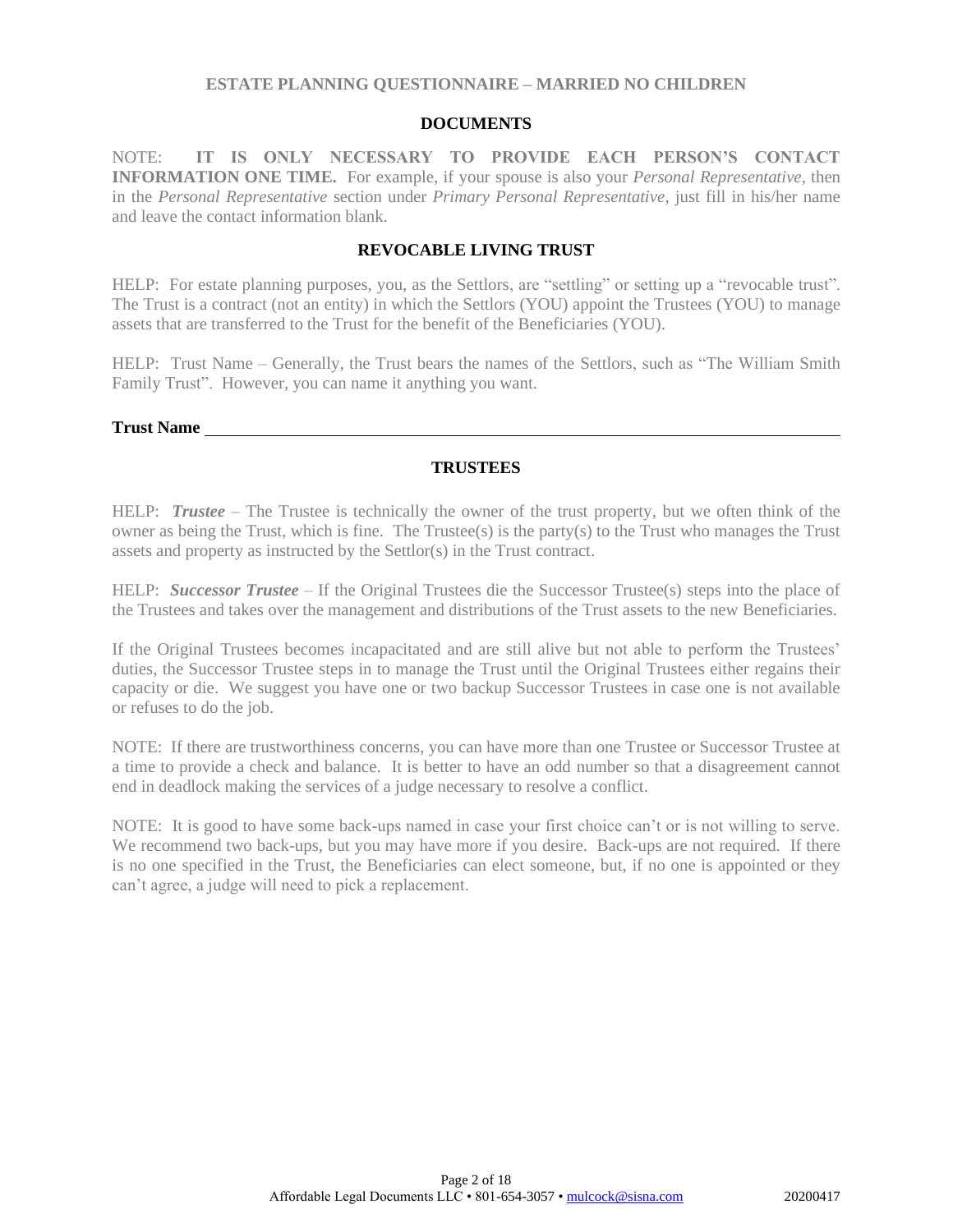## ESTATE PLANNING QUESTIONNAIRE – MARRIED NO CHILDREN

### DOCUMENTS

NOTE: **IT IS ONLY NECESSARY TO PROVIDE EACH PERSON'S CONTACT INFORMATION ONE TIME.** For example, if your spouse is also your *Personal Representative*, then in the *Personal Representative* section under *Primary Personal Representative*, just fill in his/her name and leave the contact information blank.

### REVOCABLE LIVING TRUST

HELP: For estate planning purposes, you, as the Settlors, are "settling" or setting up a "revocable trust". The Trust is a contract (not an entity) in which the Settlors (YOU) appoint the Trustees (YOU) to manage assets that are transferred to the Trust for the benefit of the Beneficiaries (YOU).

HELP: Trust Name – Generally, the Trust bears the names of the Settlors, such as "The William Smith Family Trust". However, you can name it anything you want.

**Trust Name** ______________________________________________________________

### TRUSTEES

HELP: ***Trustee*** – The Trustee is technically the owner of the trust property, but we often think of the owner as being the Trust, which is fine. The Trustee(s) is the party(s) to the Trust who manages the Trust assets and property as instructed by the Settlor(s) in the Trust contract.

HELP: ***Successor Trustee*** – If the Original Trustees die the Successor Trustee(s) steps into the place of the Trustees and takes over the management and distributions of the Trust assets to the new Beneficiaries.

If the Original Trustees becomes incapacitated and are still alive but not able to perform the Trustees' duties, the Successor Trustee steps in to manage the Trust until the Original Trustees either regains their capacity or die. We suggest you have one or two backup Successor Trustees in case one is not available or refuses to do the job.

NOTE: If there are trustworthiness concerns, you can have more than one Trustee or Successor Trustee at a time to provide a check and balance. It is better to have an odd number so that a disagreement cannot end in deadlock making the services of a judge necessary to resolve a conflict.

NOTE: It is good to have some back-ups named in case your first choice can't or is not willing to serve. We recommend two back-ups, but you may have more if you desire. Back-ups are not required. If there is no one specified in the Trust, the Beneficiaries can elect someone, but, if no one is appointed or they can't agree, a judge will need to pick a replacement.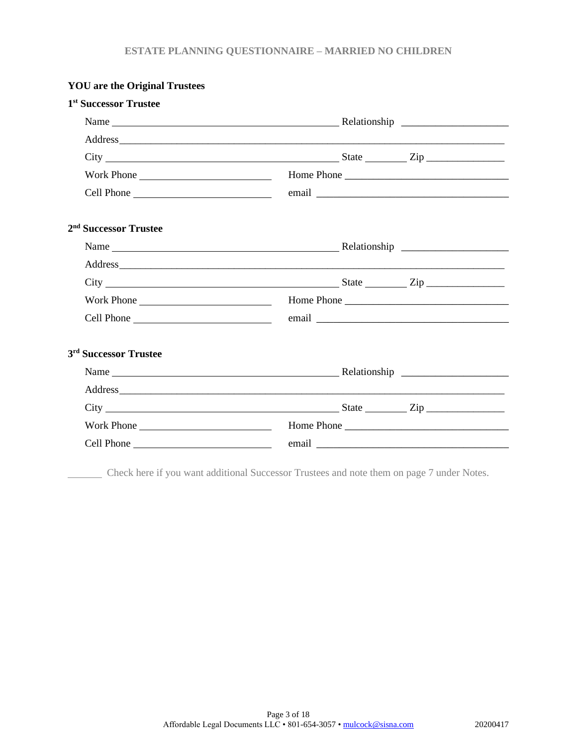# ESTATE PLANNING QUESTIONNAIRE – MARRIED NO CHILDREN

**YOU are the Original Trustees**

**1st Successor Trustee**

Name ______________________________________________ Relationship ____________________

Address_______________________________________________________________________________

City ______________________________________________ State ________ Zip _______________

Work Phone __________________________ Home Phone _________________________________

Cell Phone ___________________________ email _______________________________________

**2nd Successor Trustee**

Name ______________________________________________ Relationship ____________________

Address_______________________________________________________________________________

City ______________________________________________ State ________ Zip _______________

Work Phone __________________________ Home Phone _________________________________

Cell Phone ___________________________ email _______________________________________

**3rd Successor Trustee**

Name ______________________________________________ Relationship ____________________

Address_______________________________________________________________________________

City ______________________________________________ State ________ Zip _______________

Work Phone __________________________ Home Phone _________________________________

Cell Phone ___________________________ email _______________________________________

_______ Check here if you want additional Successor Trustees and note them on page 7 under Notes.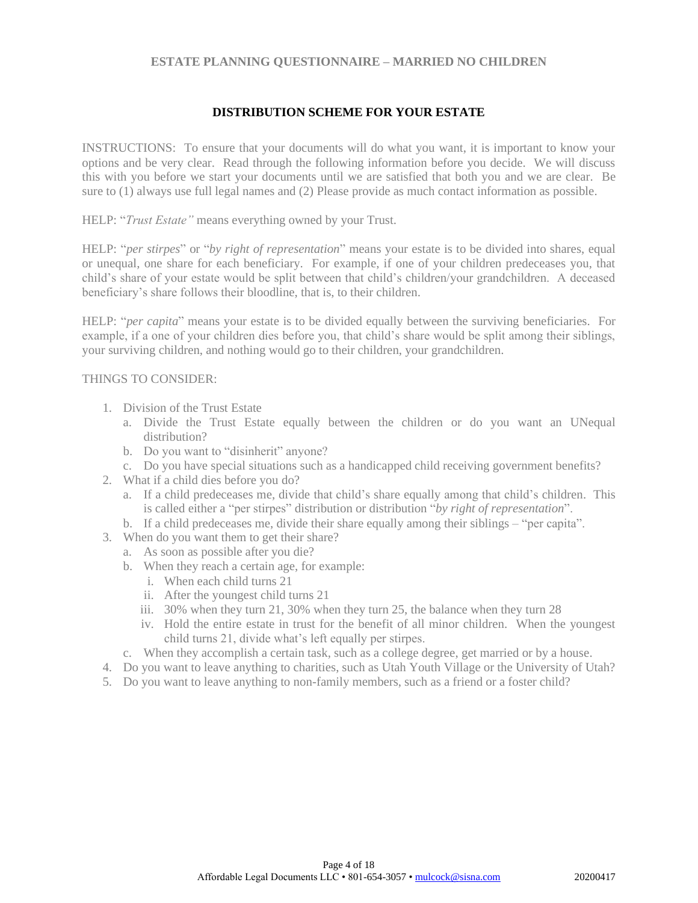## DISTRIBUTION SCHEME FOR YOUR ESTATE

INSTRUCTIONS: To ensure that your documents will do what you want, it is important to know your options and be very clear. Read through the following information before you decide. We will discuss this with you before we start your documents until we are satisfied that both you and we are clear. Be sure to (1) always use full legal names and (2) Please provide as much contact information as possible.

HELP: "*Trust Estate"* means everything owned by your Trust.

HELP: "*per stirpes*" or "*by right of representation*" means your estate is to be divided into shares, equal or unequal, one share for each beneficiary. For example, if one of your children predeceases you, that child's share of your estate would be split between that child's children/your grandchildren. A deceased beneficiary's share follows their bloodline, that is, to their children.

HELP: "*per capita*" means your estate is to be divided equally between the surviving beneficiaries. For example, if a one of your children dies before you, that child's share would be split among their siblings, your surviving children, and nothing would go to their children, your grandchildren.

THINGS TO CONSIDER:

1. Division of the Trust Estate
   a. Divide the Trust Estate equally between the children or do you want an UNequal distribution?
   b. Do you want to "disinherit" anyone?
   c. Do you have special situations such as a handicapped child receiving government benefits?
2. What if a child dies before you do?
   a. If a child predeceases me, divide that child's share equally among that child's children. This is called either a "per stirpes" distribution or distribution "*by right of representation*".
   b. If a child predeceases me, divide their share equally among their siblings – "per capita".
3. When do you want them to get their share?
   a. As soon as possible after you die?
   b. When they reach a certain age, for example:
      i. When each child turns 21
      ii. After the youngest child turns 21
      iii. 30% when they turn 21, 30% when they turn 25, the balance when they turn 28
      iv. Hold the entire estate in trust for the benefit of all minor children. When the youngest child turns 21, divide what's left equally per stirpes.
   c. When they accomplish a certain task, such as a college degree, get married or by a house.
4. Do you want to leave anything to charities, such as Utah Youth Village or the University of Utah?
5. Do you want to leave anything to non-family members, such as a friend or a foster child?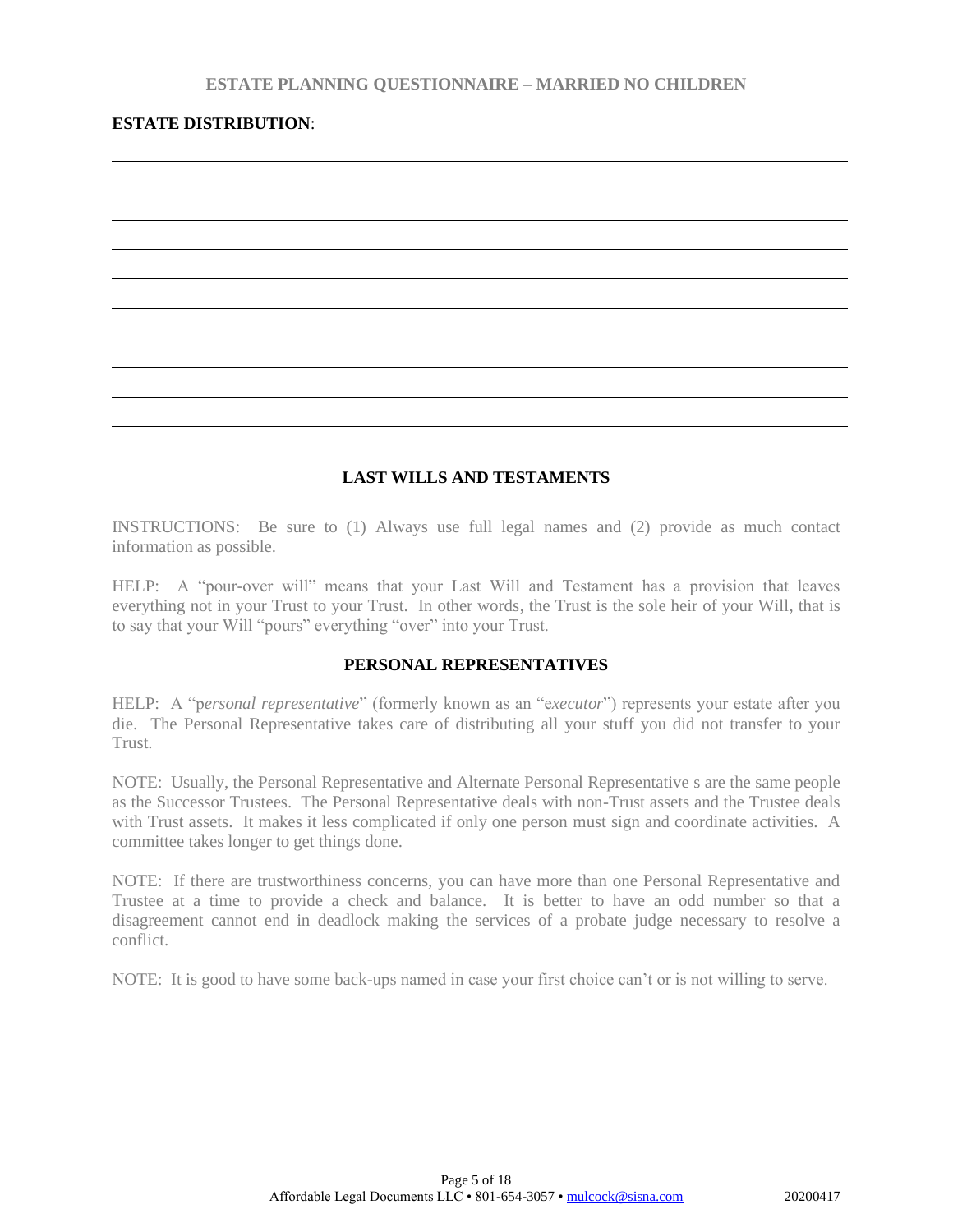**ESTATE DISTRIBUTION**:

## LAST WILLS AND TESTAMENTS

INSTRUCTIONS: Be sure to (1) Always use full legal names and (2) provide as much contact information as possible.

HELP: A "pour-over will" means that your Last Will and Testament has a provision that leaves everything not in your Trust to your Trust. In other words, the Trust is the sole heir of your Will, that is to say that your Will "pours" everything "over" into your Trust.

## PERSONAL REPRESENTATIVES

HELP: A "p*ersonal representative*" (formerly known as an "e*xecutor*") represents your estate after you die. The Personal Representative takes care of distributing all your stuff you did not transfer to your Trust.

NOTE: Usually, the Personal Representative and Alternate Personal Representative s are the same people as the Successor Trustees. The Personal Representative deals with non-Trust assets and the Trustee deals with Trust assets. It makes it less complicated if only one person must sign and coordinate activities. A committee takes longer to get things done.

NOTE: If there are trustworthiness concerns, you can have more than one Personal Representative and Trustee at a time to provide a check and balance. It is better to have an odd number so that a disagreement cannot end in deadlock making the services of a probate judge necessary to resolve a conflict.

NOTE: It is good to have some back-ups named in case your first choice can't or is not willing to serve.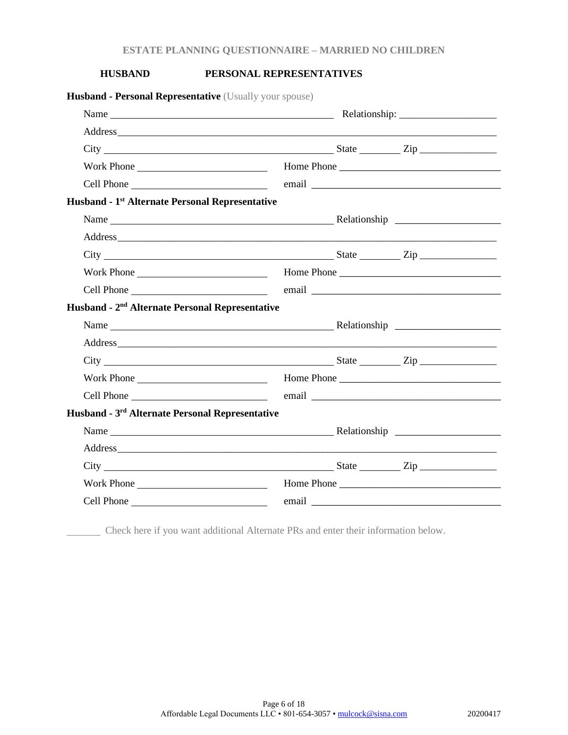ESTATE PLANNING QUESTIONNAIRE – MARRIED NO CHILDREN

**HUSBAND** **PERSONAL REPRESENTATIVES**

**Husband - Personal Representative** (Usually your spouse)

Name ______________________________ Relationship: ____________

Address ______________________________________________________

City ______________________________ State ______ Zip __________

Work Phone __________________ Home Phone ______________________

Cell Phone __________________ email ___________________________

**Husband - 1st Alternate Personal Representative**

Name ______________________________ Relationship ____________

Address ______________________________________________________

City ______________________________ State ______ Zip __________

Work Phone __________________ Home Phone ______________________

Cell Phone __________________ email ___________________________

**Husband - 2nd Alternate Personal Representative**

Name ______________________________ Relationship ____________

Address ______________________________________________________

City ______________________________ State ______ Zip __________

Work Phone __________________ Home Phone ______________________

Cell Phone __________________ email ___________________________

**Husband - 3rd Alternate Personal Representative**

Name ______________________________ Relationship ____________

Address ______________________________________________________

City ______________________________ State ______ Zip __________

Work Phone __________________ Home Phone ______________________

Cell Phone __________________ email ___________________________

______ Check here if you want additional Alternate PRs and enter their information below.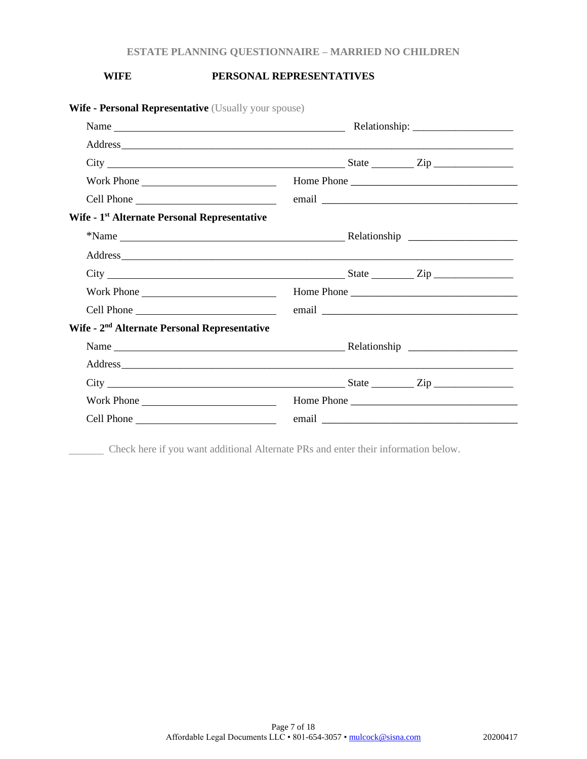**WIFE PERSONAL REPRESENTATIVES**

**Wife - Personal Representative** (Usually your spouse)

Name ______________________________ Relationship: ____________________

Address ______________________________________________________________

City ______________________________ State ________ Zip _______________

Work Phone __________________________ Home Phone ______________________

Cell Phone __________________________ email ___________________________

**Wife - 1st Alternate Personal Representative**

*Name ______________________________ Relationship ____________________

Address ______________________________________________________________

City ______________________________ State ________ Zip _______________

Work Phone __________________________ Home Phone ______________________

Cell Phone __________________________ email ___________________________

**Wife - 2nd Alternate Personal Representative**

Name ______________________________ Relationship ____________________

Address ______________________________________________________________

City ______________________________ State ________ Zip _______________

Work Phone __________________________ Home Phone ______________________

Cell Phone __________________________ email ___________________________

_______ Check here if you want additional Alternate PRs and enter their information below.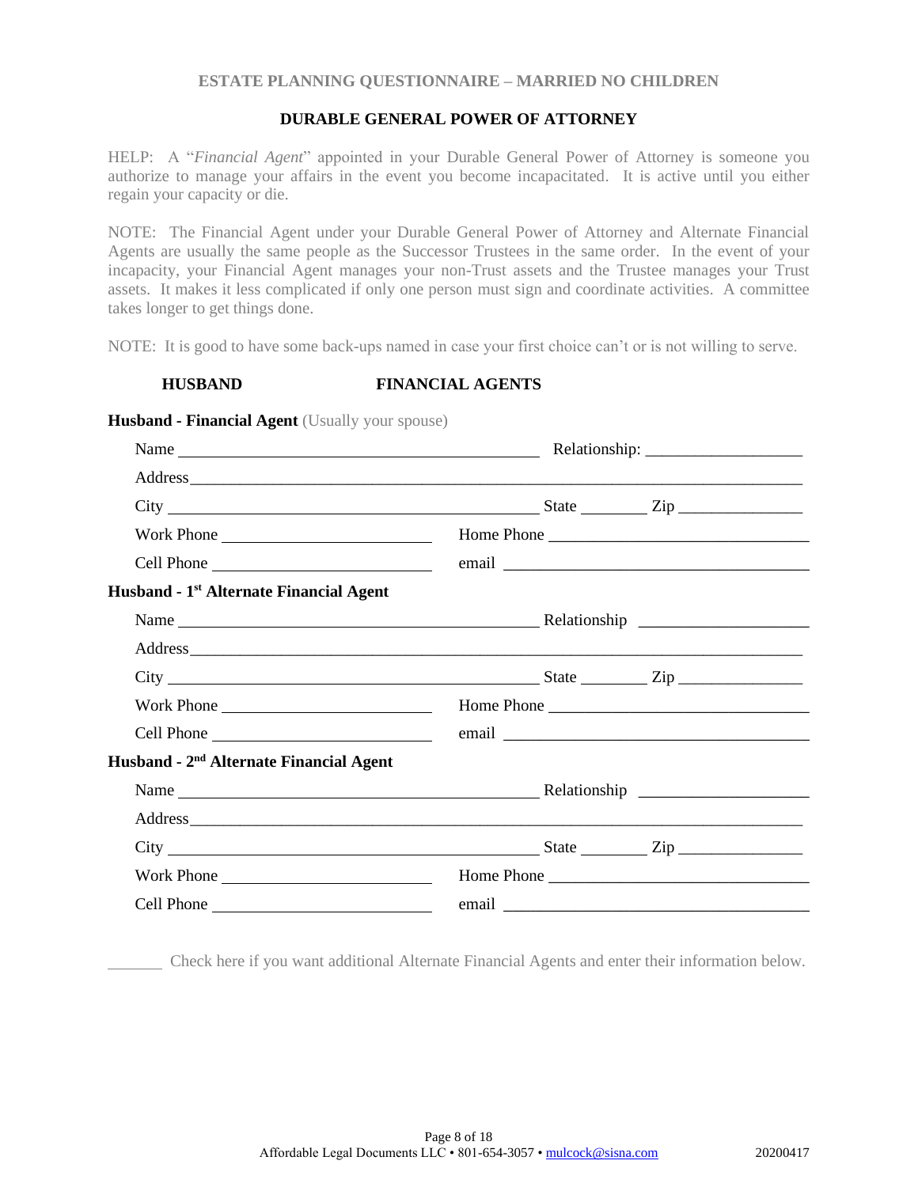ESTATE PLANNING QUESTIONNAIRE – MARRIED NO CHILDREN

## DURABLE GENERAL POWER OF ATTORNEY

HELP: A "*Financial Agent*" appointed in your Durable General Power of Attorney is someone you authorize to manage your affairs in the event you become incapacitated. It is active until you either regain your capacity or die.

NOTE: The Financial Agent under your Durable General Power of Attorney and Alternate Financial Agents are usually the same people as the Successor Trustees in the same order. In the event of your incapacity, your Financial Agent manages your non-Trust assets and the Trustee manages your Trust assets. It makes it less complicated if only one person must sign and coordinate activities. A committee takes longer to get things done.

NOTE: It is good to have some back-ups named in case your first choice can't or is not willing to serve.

**HUSBAND FINANCIAL AGENTS**

**Husband - Financial Agent** (Usually your spouse)

Name ____________________ Relationship: ____________________

Address ____________________

City ____________________ State ________ Zip ____________

Work Phone ____________________ Home Phone ____________________

Cell Phone ____________________ email ____________________

**Husband - 1st Alternate Financial Agent**

Name ____________________ Relationship ____________________

Address ____________________

City ____________________ State ________ Zip ____________

Work Phone ____________________ Home Phone ____________________

Cell Phone ____________________ email ____________________

**Husband - 2nd Alternate Financial Agent**

Name ____________________ Relationship ____________________

Address ____________________

City ____________________ State ________ Zip ____________

Work Phone ____________________ Home Phone ____________________

Cell Phone ____________________ email ____________________

______ Check here if you want additional Alternate Financial Agents and enter their information below.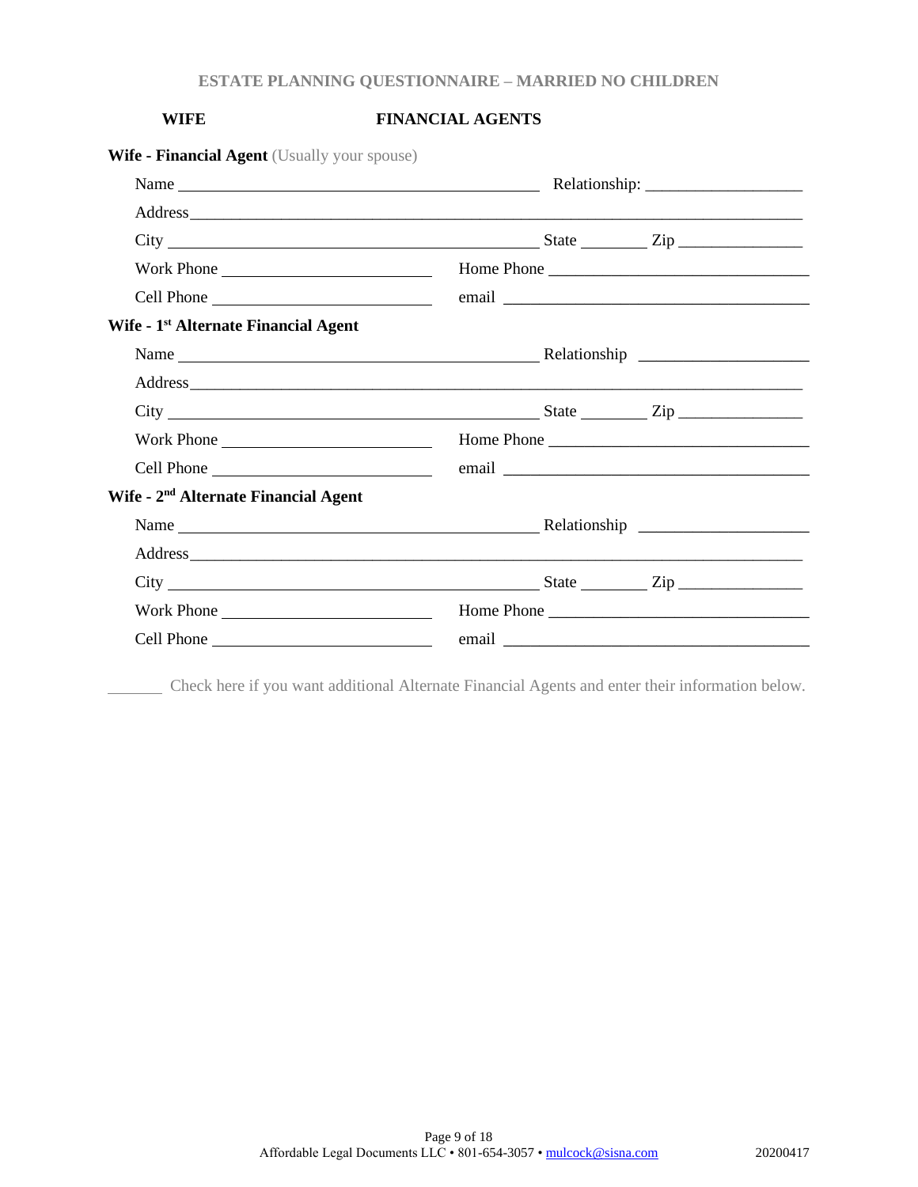ESTATE PLANNING QUESTIONNAIRE – MARRIED NO CHILDREN

**WIFE** **FINANCIAL AGENTS**

**Wife - Financial Agent** (Usually your spouse)

Name ______________________________ Relationship: ________________

Address ______________________________________________________________

City ______________________________ State ________ Zip ______________

Work Phone ______________________ Home Phone __________________________

Cell Phone ______________________ email ______________________________

**Wife - 1st Alternate Financial Agent**

Name ______________________________ Relationship ________________

Address ______________________________________________________________

City ______________________________ State ________ Zip ______________

Work Phone ______________________ Home Phone __________________________

Cell Phone ______________________ email ______________________________

**Wife - 2nd Alternate Financial Agent**

Name ______________________________ Relationship ________________

Address ______________________________________________________________

City ______________________________ State ________ Zip ______________

Work Phone ______________________ Home Phone __________________________

Cell Phone ______________________ email ______________________________

______ Check here if you want additional Alternate Financial Agents and enter their information below.

Affordable Legal Documents LLC • 801-654-3057 • mulcock@sisna.com 20200417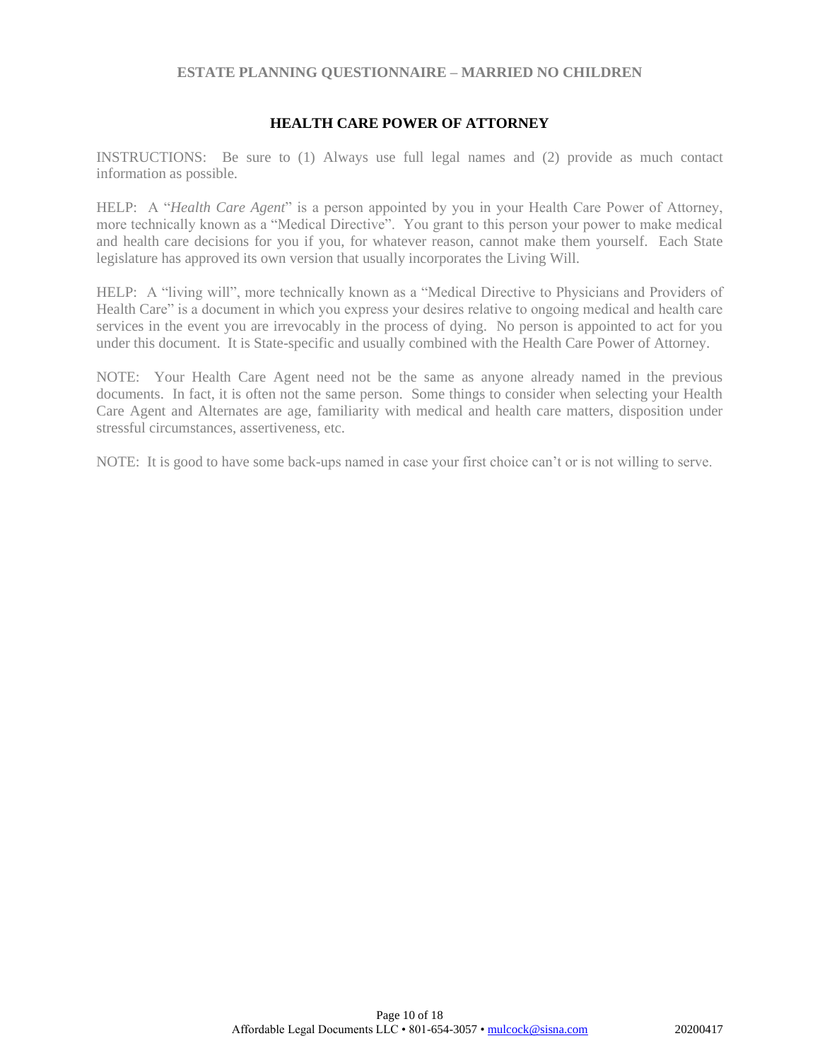## HEALTH CARE POWER OF ATTORNEY

INSTRUCTIONS: Be sure to (1) Always use full legal names and (2) provide as much contact information as possible.

HELP: A "*Health Care Agent*" is a person appointed by you in your Health Care Power of Attorney, more technically known as a "Medical Directive". You grant to this person your power to make medical and health care decisions for you if you, for whatever reason, cannot make them yourself. Each State legislature has approved its own version that usually incorporates the Living Will.

HELP: A "living will", more technically known as a "Medical Directive to Physicians and Providers of Health Care" is a document in which you express your desires relative to ongoing medical and health care services in the event you are irrevocably in the process of dying. No person is appointed to act for you under this document. It is State-specific and usually combined with the Health Care Power of Attorney.

NOTE: Your Health Care Agent need not be the same as anyone already named in the previous documents. In fact, it is often not the same person. Some things to consider when selecting your Health Care Agent and Alternates are age, familiarity with medical and health care matters, disposition under stressful circumstances, assertiveness, etc.

NOTE: It is good to have some back-ups named in case your first choice can't or is not willing to serve.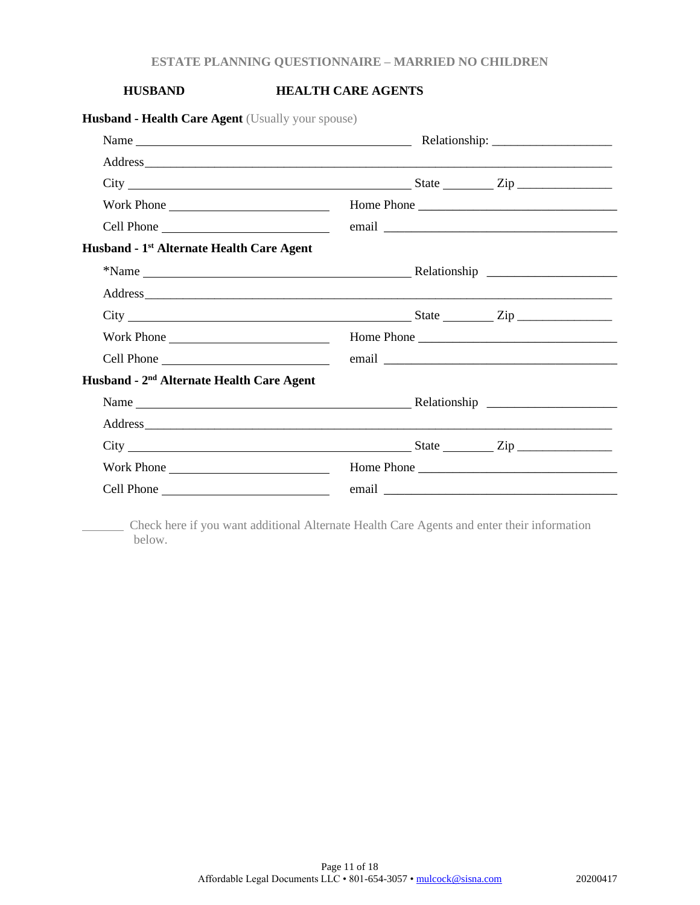ESTATE PLANNING QUESTIONNAIRE – MARRIED NO CHILDREN

**HUSBAND** **HEALTH CARE AGENTS**

**Husband - Health Care Agent** (Usually your spouse)

Name ____________________________________________ Relationship: __________________

Address__________________________________________________________________________

City _____________________________________________ State ________ Zip _______________

Work Phone _________________________ Home Phone ______________________________

Cell Phone __________________________ email ____________________________________

**Husband - 1st Alternate Health Care Agent**

*Name ___________________________________________ Relationship ___________________

Address__________________________________________________________________________

City _____________________________________________ State ________ Zip _______________

Work Phone _________________________ Home Phone ______________________________

Cell Phone __________________________ email ____________________________________

**Husband - 2nd Alternate Health Care Agent**

Name ____________________________________________ Relationship ___________________

Address__________________________________________________________________________

City _____________________________________________ State ________ Zip _______________

Work Phone _________________________ Home Phone ______________________________

Cell Phone __________________________ email ____________________________________

_______ Check here if you want additional Alternate Health Care Agents and enter their information below.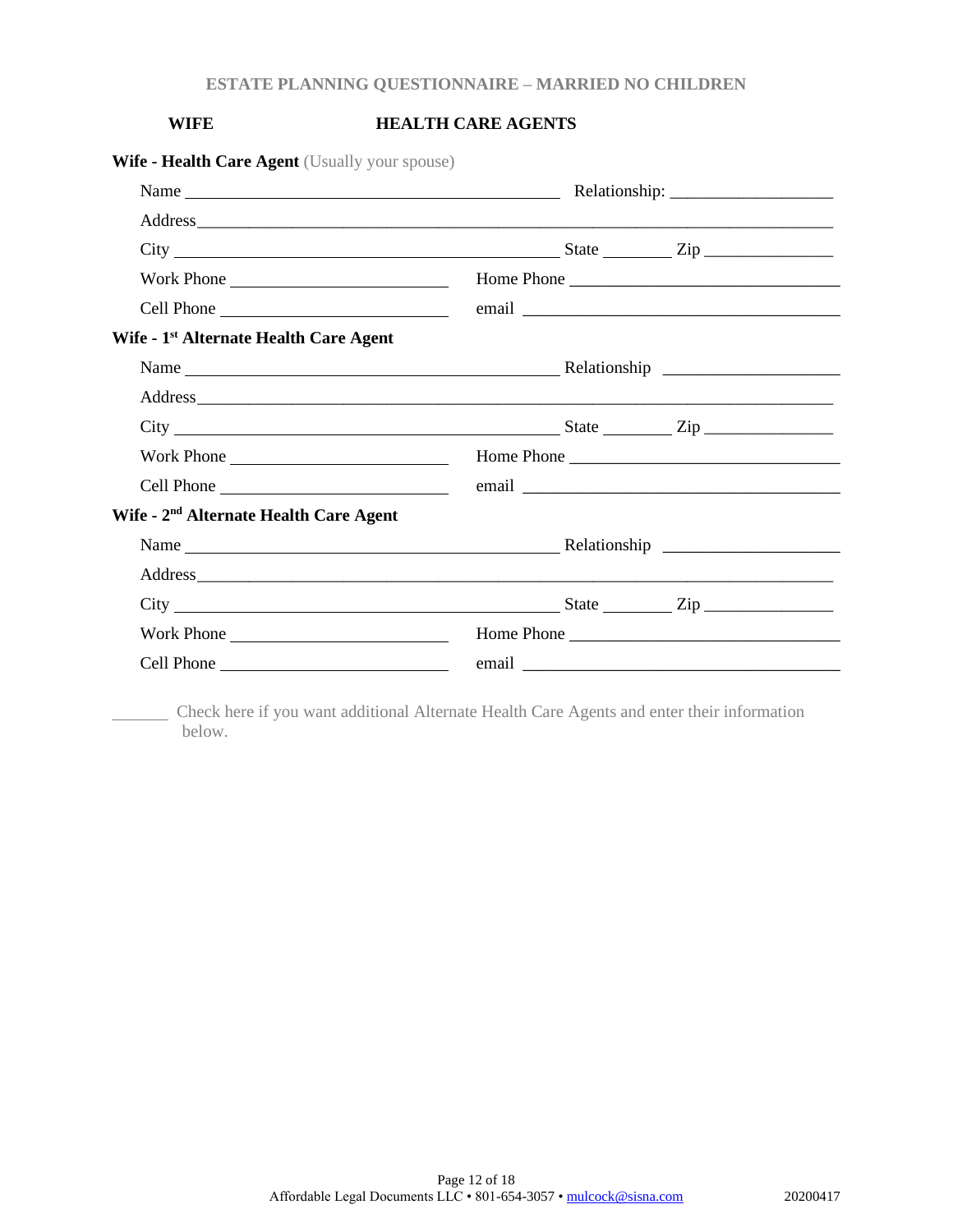ESTATE PLANNING QUESTIONNAIRE – MARRIED NO CHILDREN

**WIFE** **HEALTH CARE AGENTS**

**Wife - Health Care Agent** (Usually your spouse)

Name ____________________________________________ Relationship: __________________

Address__________________________________________________________________________

City ____________________________________________ State ________ Zip _______________

Work Phone _________________________ Home Phone _______________________________

Cell Phone __________________________ email _____________________________________

**Wife - 1st Alternate Health Care Agent**

Name ____________________________________________ Relationship ____________________

Address__________________________________________________________________________

City ____________________________________________ State ________ Zip _______________

Work Phone _________________________ Home Phone _______________________________

Cell Phone __________________________ email _____________________________________

**Wife - 2nd Alternate Health Care Agent**

Name ____________________________________________ Relationship ____________________

Address__________________________________________________________________________

City ____________________________________________ State ________ Zip _______________

Work Phone _________________________ Home Phone _______________________________

Cell Phone __________________________ email _____________________________________

_______ Check here if you want additional Alternate Health Care Agents and enter their information below.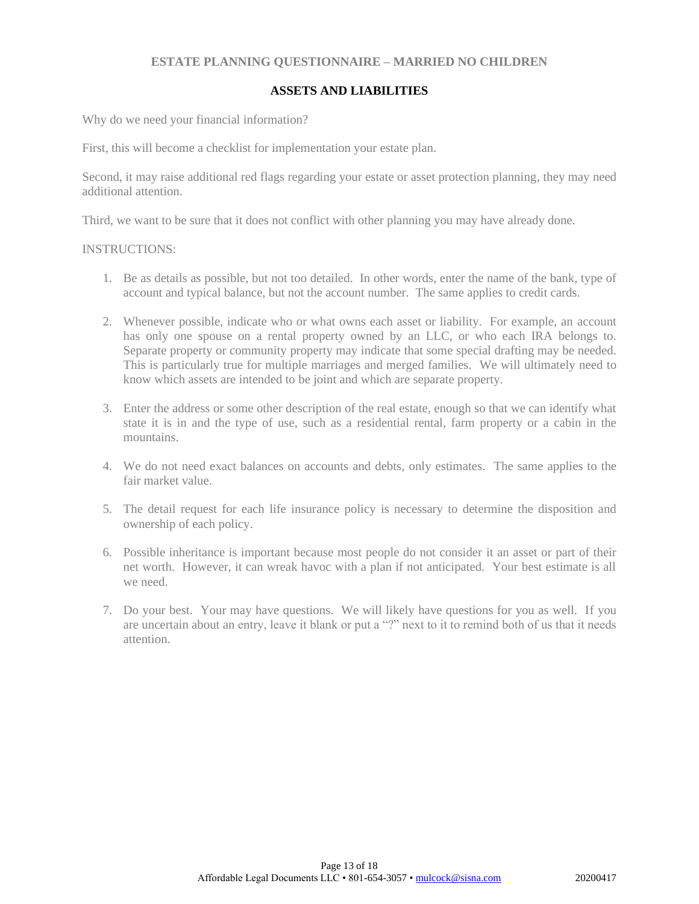## ESTATE PLANNING QUESTIONNAIRE – MARRIED NO CHILDREN

## ASSETS AND LIABILITIES

Why do we need your financial information?

First, this will become a checklist for implementation your estate plan.

Second, it may raise additional red flags regarding your estate or asset protection planning, they may need additional attention.

Third, we want to be sure that it does not conflict with other planning you may have already done.

INSTRUCTIONS:

1. Be as details as possible, but not too detailed. In other words, enter the name of the bank, type of account and typical balance, but not the account number. The same applies to credit cards.

2. Whenever possible, indicate who or what owns each asset or liability. For example, an account has only one spouse on a rental property owned by an LLC, or who each IRA belongs to. Separate property or community property may indicate that some special drafting may be needed. This is particularly true for multiple marriages and merged families. We will ultimately need to know which assets are intended to be joint and which are separate property.

3. Enter the address or some other description of the real estate, enough so that we can identify what state it is in and the type of use, such as a residential rental, farm property or a cabin in the mountains.

4. We do not need exact balances on accounts and debts, only estimates. The same applies to the fair market value.

5. The detail request for each life insurance policy is necessary to determine the disposition and ownership of each policy.

6. Possible inheritance is important because most people do not consider it an asset or part of their net worth. However, it can wreak havoc with a plan if not anticipated. Your best estimate is all we need.

7. Do your best. Your may have questions. We will likely have questions for you as well. If you are uncertain about an entry, leave it blank or put a "?" next to it to remind both of us that it needs attention.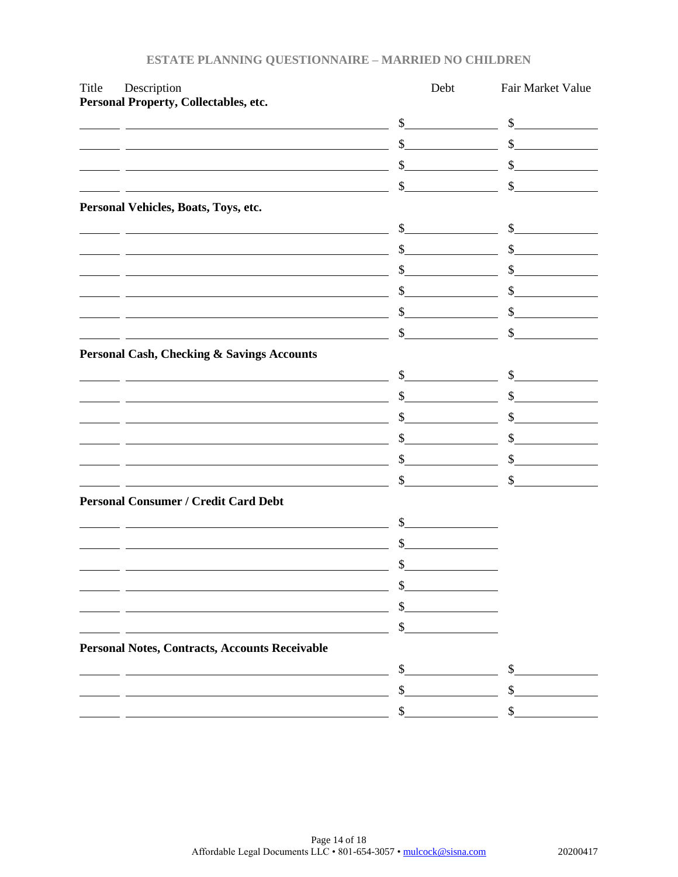ESTATE PLANNING QUESTIONNAIRE – MARRIED NO CHILDREN

| Title | Description | Debt | Fair Market Value |
| --- | --- | --- | --- |
| **Personal Property, Collectables, etc.** | | | |
| | | $ | $ |
| | | $ | $ |
| | | $ | $ |
| | | $ | $ |
| **Personal Vehicles, Boats, Toys, etc.** | | | |
| | | $ | $ |
| | | $ | $ |
| | | $ | $ |
| | | $ | $ |
| | | $ | $ |
| | | $ | $ |
| **Personal Cash, Checking & Savings Accounts** | | | |
| | | $ | $ |
| | | $ | $ |
| | | $ | $ |
| | | $ | $ |
| | | $ | $ |
| | | $ | $ |
| **Personal Consumer / Credit Card Debt** | | | |
| | | $ | |
| | | $ | |
| | | $ | |
| | | $ | |
| | | $ | |
| | | $ | |
| **Personal Notes, Contracts, Accounts Receivable** | | | |
| | | $ | $ |
| | | $ | $ |
| | | $ | $ |

Affordable Legal Documents LLC • 801-654-3057 • mulcock@sisna.com 20200417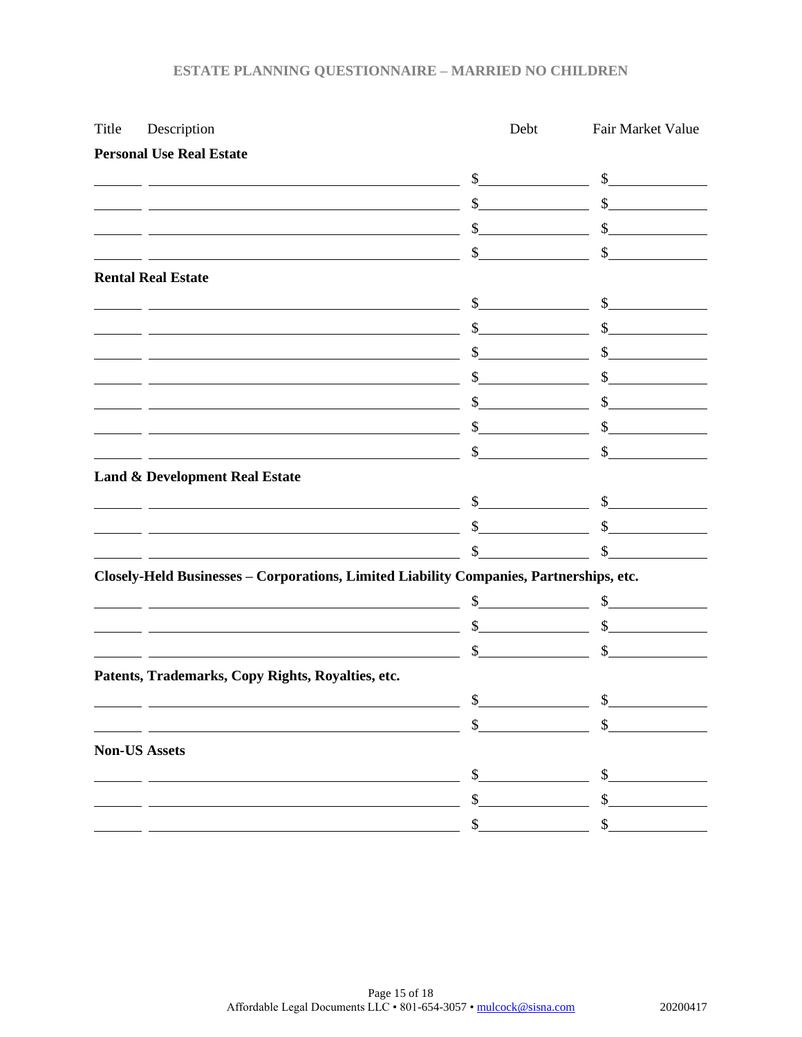| Title | Description | Debt | Fair Market Value |
|---|---|---|---|
| **Personal Use Real Estate** | | | |
| | | $ | $ |
| | | $ | $ |
| | | $ | $ |
| | | $ | $ |
| **Rental Real Estate** | | | |
| | | $ | $ |
| | | $ | $ |
| | | $ | $ |
| | | $ | $ |
| | | $ | $ |
| | | $ | $ |
| | | $ | $ |
| **Land & Development Real Estate** | | | |
| | | $ | $ |
| | | $ | $ |
| | | $ | $ |
| **Closely-Held Businesses – Corporations, Limited Liability Companies, Partnerships, etc.** | | | |
| | | $ | $ |
| | | $ | $ |
| | | $ | $ |
| **Patents, Trademarks, Copy Rights, Royalties, etc.** | | | |
| | | $ | $ |
| | | $ | $ |
| **Non-US Assets** | | | |
| | | $ | $ |
| | | $ | $ |
| | | $ | $ |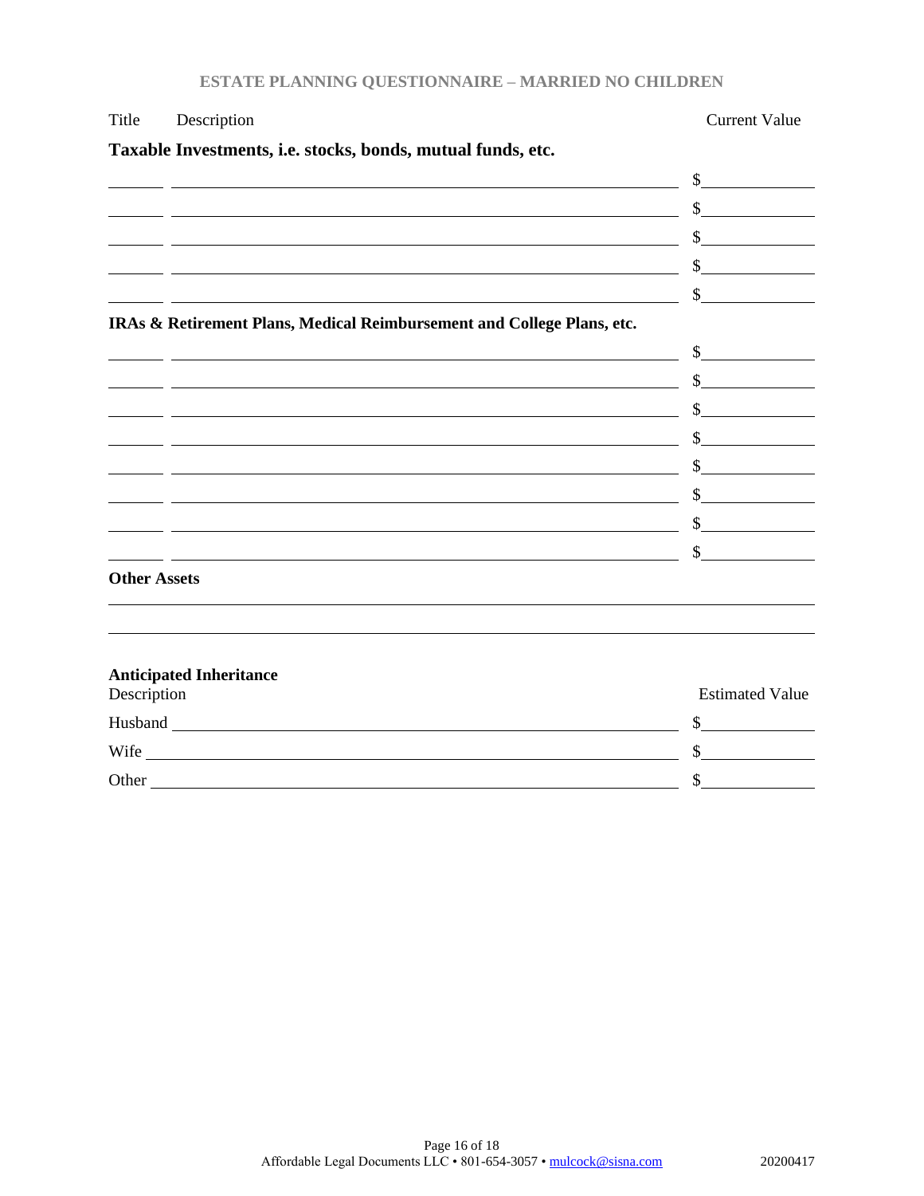ESTATE PLANNING QUESTIONNAIRE – MARRIED NO CHILDREN

| Title | Description | Current Value |
|---|---|---|
| **Taxable Investments, i.e. stocks, bonds, mutual funds, etc.** | | |
| ______ | ____________________________________________ | $__________ |
| ______ | ____________________________________________ | $__________ |
| ______ | ____________________________________________ | $__________ |
| ______ | ____________________________________________ | $__________ |
| ______ | ____________________________________________ | $__________ |
| **IRAs & Retirement Plans, Medical Reimbursement and College Plans, etc.** | | |
| ______ | ____________________________________________ | $__________ |
| ______ | ____________________________________________ | $__________ |
| ______ | ____________________________________________ | $__________ |
| ______ | ____________________________________________ | $__________ |
| ______ | ____________________________________________ | $__________ |
| ______ | ____________________________________________ | $__________ |
| ______ | ____________________________________________ | $__________ |
| ______ | ____________________________________________ | $__________ |

**Other Assets**

________________________________________________________________________

________________________________________________________________________

**Anticipated Inheritance**

| Description | Estimated Value |
|---|---|
| Husband ____________________________________________ | $__________ |
| Wife ____________________________________________ | $__________ |
| Other ____________________________________________ | $__________ |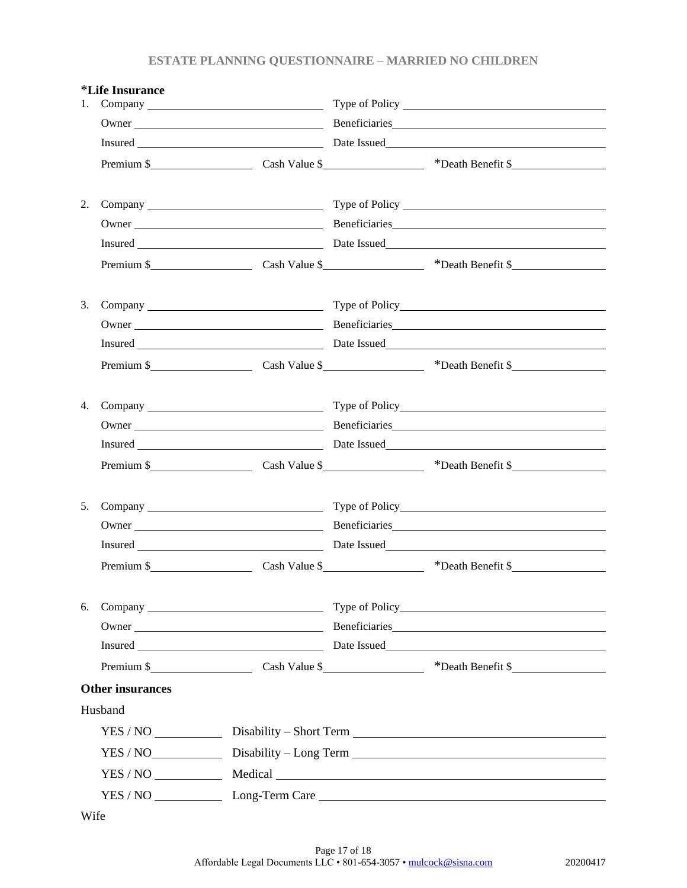**\*Life Insurance**

1. Company ____________________ Type of Policy ____________________
   Owner ____________________ Beneficiaries____________________
   Insured ____________________ Date Issued____________________
   Premium $____________ Cash Value $____________ \*Death Benefit $____________

2. Company ____________________ Type of Policy ____________________
   Owner ____________________ Beneficiaries____________________
   Insured ____________________ Date Issued____________________
   Premium $____________ Cash Value $____________ \*Death Benefit $____________

3. Company ____________________ Type of Policy____________________
   Owner ____________________ Beneficiaries____________________
   Insured ____________________ Date Issued____________________
   Premium $____________ Cash Value $____________ \*Death Benefit $____________

4. Company ____________________ Type of Policy____________________
   Owner ____________________ Beneficiaries____________________
   Insured ____________________ Date Issued____________________
   Premium $____________ Cash Value $____________ \*Death Benefit $____________

5. Company ____________________ Type of Policy____________________
   Owner ____________________ Beneficiaries____________________
   Insured ____________________ Date Issued____________________
   Premium $____________ Cash Value $____________ \*Death Benefit $____________

6. Company ____________________ Type of Policy____________________
   Owner ____________________ Beneficiaries____________________
   Insured ____________________ Date Issued____________________
   Premium $____________ Cash Value $____________ \*Death Benefit $____________

**Other insurances**

Husband

YES / NO ____________ Disability – Short Term ____________________

YES / NO____________ Disability – Long Term ____________________

YES / NO ____________ Medical ____________________

YES / NO ____________ Long-Term Care ____________________

Wife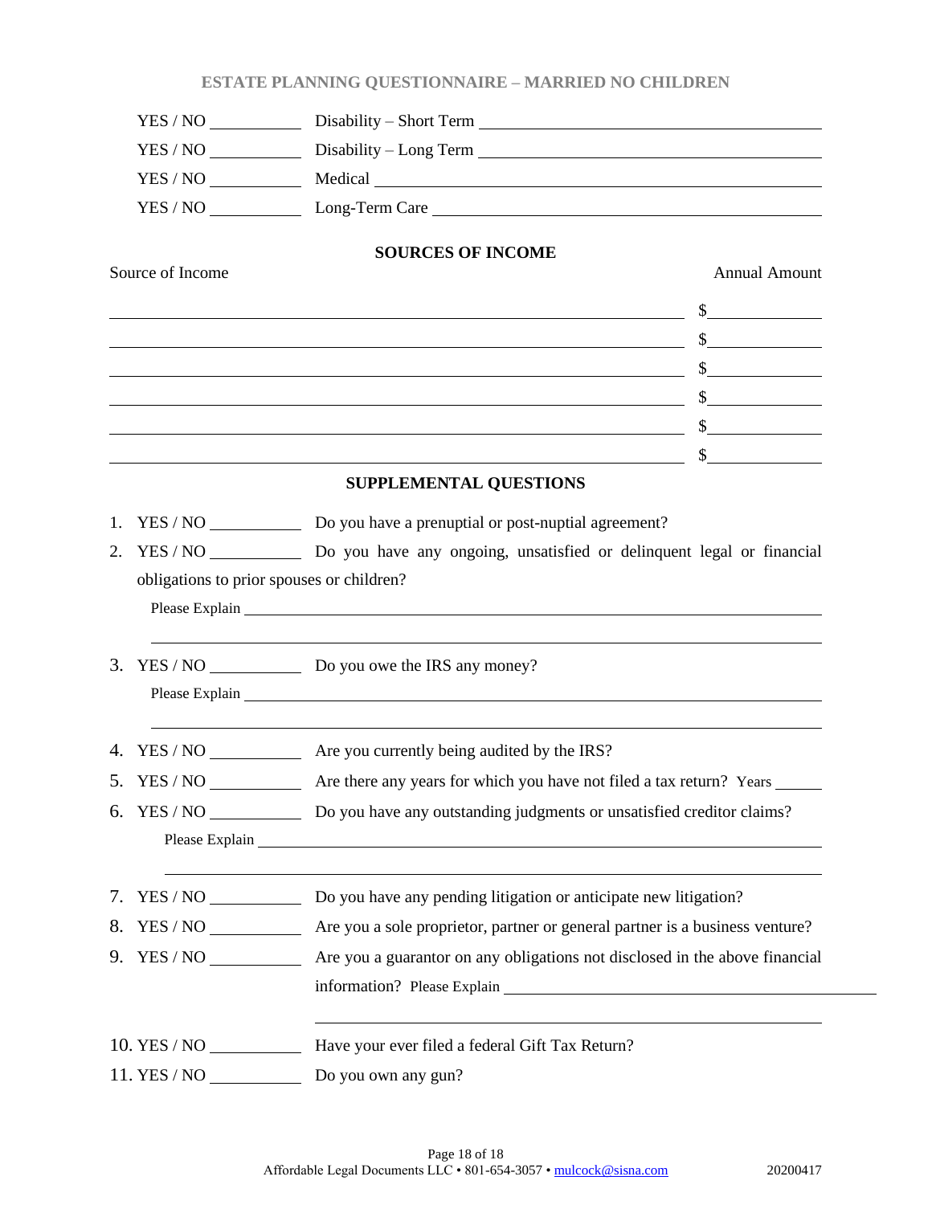YES / NO \_\_\_\_\_\_\_\_\_\_ Disability – Short Term \_\_\_\_\_\_\_\_\_\_\_\_\_\_\_\_\_\_\_\_\_\_\_\_\_\_\_\_\_\_\_\_\_\_\_\_\_\_

YES / NO \_\_\_\_\_\_\_\_\_\_ Disability – Long Term \_\_\_\_\_\_\_\_\_\_\_\_\_\_\_\_\_\_\_\_\_\_\_\_\_\_\_\_\_\_\_\_\_\_\_\_\_\_

YES / NO \_\_\_\_\_\_\_\_\_\_ Medical \_\_\_\_\_\_\_\_\_\_\_\_\_\_\_\_\_\_\_\_\_\_\_\_\_\_\_\_\_\_\_\_\_\_\_\_\_\_\_\_\_\_\_\_\_\_\_\_

YES / NO \_\_\_\_\_\_\_\_\_\_ Long-Term Care \_\_\_\_\_\_\_\_\_\_\_\_\_\_\_\_\_\_\_\_\_\_\_\_\_\_\_\_\_\_\_\_\_\_\_\_\_\_\_\_\_\_

## SOURCES OF INCOME

| Source of Income | Annual Amount |
|---|---|
| | $ |
| | $ |
| | $ |
| | $ |
| | $ |
| | $ |

## SUPPLEMENTAL QUESTIONS

1. YES / NO \_\_\_\_\_\_\_\_\_\_ Do you have a prenuptial or post-nuptial agreement?
2. YES / NO \_\_\_\_\_\_\_\_\_\_ Do you have any ongoing, unsatisfied or delinquent legal or financial obligations to prior spouses or children?

   Please Explain \_\_\_\_\_\_\_\_\_\_\_\_\_\_\_\_\_\_\_\_\_\_\_\_\_\_\_\_\_\_\_\_\_\_\_\_\_\_\_\_\_\_\_\_\_\_\_\_\_\_\_\_\_\_\_\_\_\_

3. YES / NO \_\_\_\_\_\_\_\_\_\_ Do you owe the IRS any money?

   Please Explain \_\_\_\_\_\_\_\_\_\_\_\_\_\_\_\_\_\_\_\_\_\_\_\_\_\_\_\_\_\_\_\_\_\_\_\_\_\_\_\_\_\_\_\_\_\_\_\_\_\_\_\_\_\_\_\_\_\_

4. YES / NO \_\_\_\_\_\_\_\_\_\_ Are you currently being audited by the IRS?
5. YES / NO \_\_\_\_\_\_\_\_\_\_ Are there any years for which you have not filed a tax return? Years \_\_\_\_\_\_
6. YES / NO \_\_\_\_\_\_\_\_\_\_ Do you have any outstanding judgments or unsatisfied creditor claims?

   Please Explain \_\_\_\_\_\_\_\_\_\_\_\_\_\_\_\_\_\_\_\_\_\_\_\_\_\_\_\_\_\_\_\_\_\_\_\_\_\_\_\_\_\_\_\_\_\_\_\_\_\_\_\_\_\_\_\_\_\_

7. YES / NO \_\_\_\_\_\_\_\_\_\_ Do you have any pending litigation or anticipate new litigation?
8. YES / NO \_\_\_\_\_\_\_\_\_\_ Are you a sole proprietor, partner or general partner is a business venture?
9. YES / NO \_\_\_\_\_\_\_\_\_\_ Are you a guarantor on any obligations not disclosed in the above financial information? Please Explain \_\_\_\_\_\_\_\_\_\_\_\_\_\_\_\_\_\_\_\_\_\_\_\_\_\_\_\_\_\_\_\_\_\_\_\_\_\_\_\_
10. YES / NO \_\_\_\_\_\_\_\_\_\_ Have your ever filed a federal Gift Tax Return?
11. YES / NO \_\_\_\_\_\_\_\_\_\_ Do you own any gun?